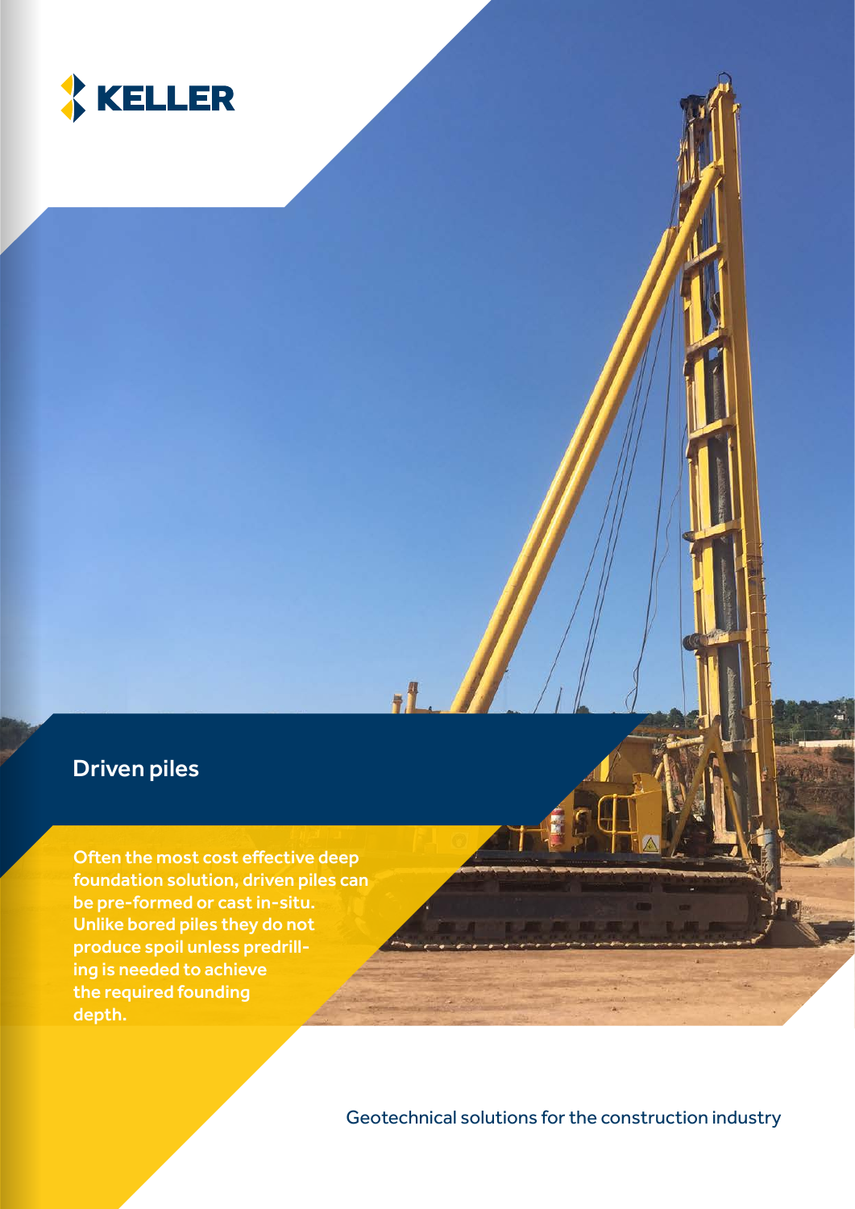KELLER

# Driven piles

Often the most cost effective deep foundation solution, driven piles can be pre-formed or cast in-situ. Unlike bored piles they do not produce spoil unless predrilling is needed to achieve the required founding depth.

Geotechnical solutions for the construction industry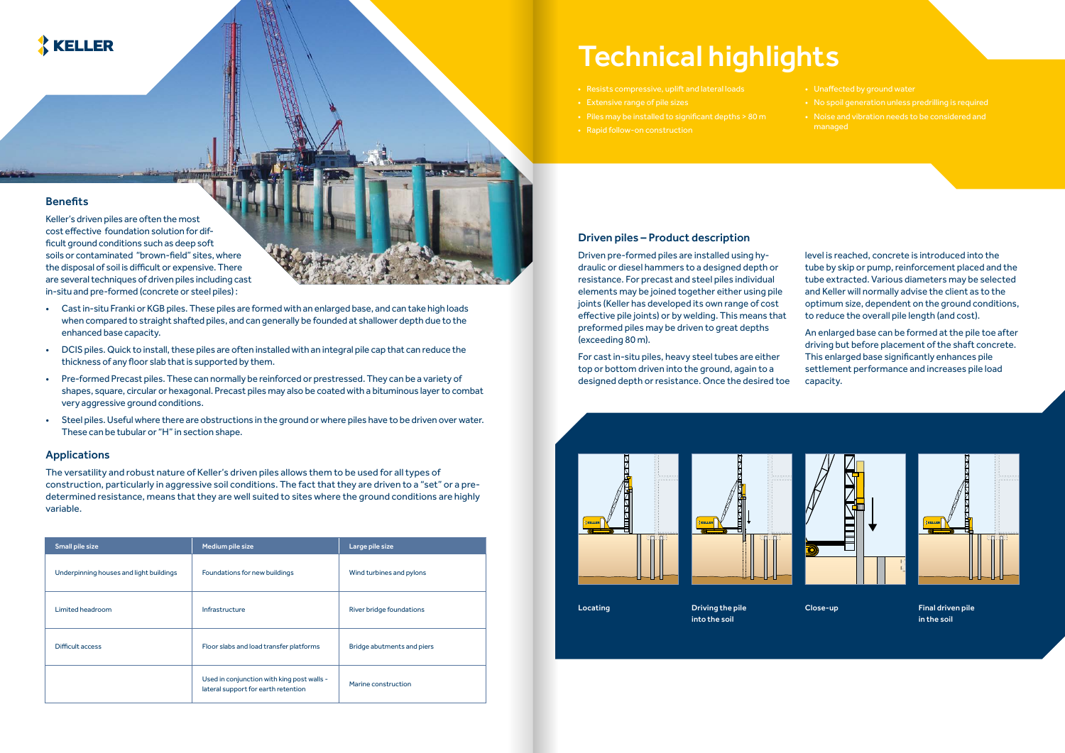## Benefits

Keller's driven piles are often the most cost effective foundation solution for difficult ground conditions such as deep soft soils or contaminated "brown-field" sites, where the disposal of soil is difficult or expensive. There are several techniques of driven piles including cast in-situ and pre-formed (concrete or steel piles) :

- Cast in-situ Franki or KGB piles. These piles are formed with an enlarged base, and can take high loads when compared to straight shafted piles, and can generally be founded at shallower depth due to the enhanced base capacity.
- DCIS piles. Quick to install, these piles are often installed with an integral pile cap that can reduce the thickness of any floor slab that is supported by them.
- Pre-formed Precast piles. These can normally be reinforced or prestressed. They can be a variety of shapes, square, circular or hexagonal. Precast piles may also be coated with a bituminous layer to combat very aggressive ground conditions.
- Steel piles. Useful where there are obstructions in the ground or where piles have to be driven over water. These can be tubular or "H" in section shape.

## Applications

The versatility and robust nature of Keller's driven piles allows them to be used for all types of construction, particularly in aggressive soil conditions. The fact that they are driven to a "set" or a pre-determined resistance, means that they are well suited to sites where the ground conditions are highly variable.

| Small pile size | Medium pile size | Large pile size |
|---|---|---|
| Underpinning houses and light buildings | Foundations for new buildings | Wind turbines and pylons |
| Limited headroom | Infrastructure | River bridge foundations |
| Difficult access | Floor slabs and load transfer platforms | Bridge abutments and piers |
| | Used in conjunction with king post walls - lateral support for earth retention | Marine construction |

# Technical highlights

- Resists compressive, uplift and lateral loads
- Extensive range of pile sizes
- Piles may be installed to significant depths > 80 m
- Rapid follow-on construction
- Unaffected by ground water
- No spoil generation unless predrilling is required
- Noise and vibration needs to be considered and managed

## Driven piles – Product description

Driven pre-formed piles are installed using hydraulic or diesel hammers to a designed depth or resistance. For precast and steel piles individual elements may be joined together either using pile joints (Keller has developed its own range of cost effective pile joints) or by welding. This means that preformed piles may be driven to great depths (exceeding 80 m).

For cast in-situ piles, heavy steel tubes are either top or bottom driven into the ground, again to a designed depth or resistance. Once the desired toe level is reached, concrete is introduced into the tube by skip or pump, reinforcement placed and the tube extracted. Various diameters may be selected and Keller will normally advise the client as to the optimum size, dependent on the ground conditions, to reduce the overall pile length (and cost).

An enlarged base can be formed at the pile toe after driving but before placement of the shaft concrete. This enlarged base significantly enhances pile settlement performance and increases pile load capacity.

Locating

Driving the pile into the soil

Close-up

Final driven pile in the soil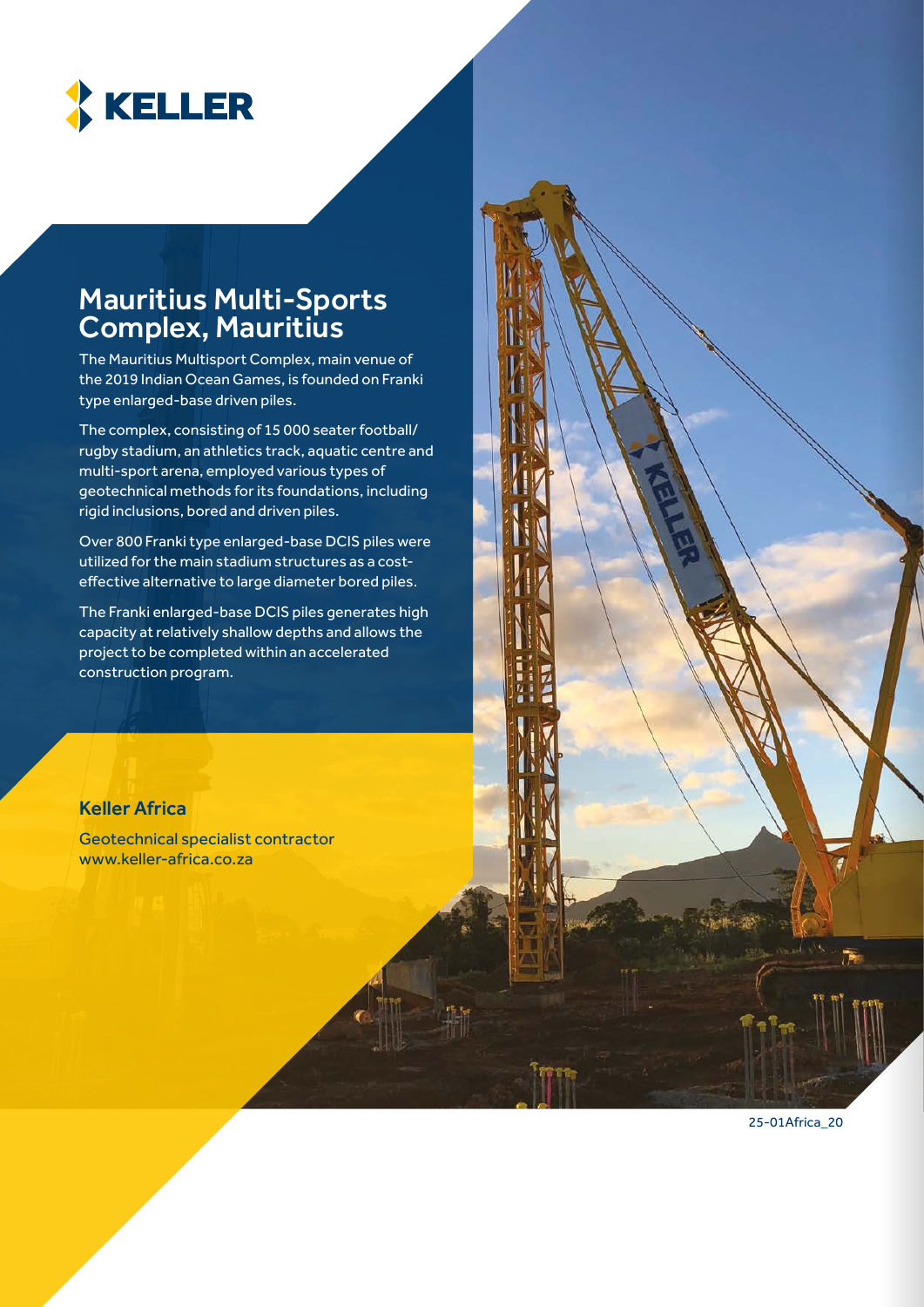# KELLER

## Mauritius Multi-Sports Complex, Mauritius

The Mauritius Multisport Complex, main venue of the 2019 Indian Ocean Games, is founded on Franki type enlarged-base driven piles.

The complex, consisting of 15 000 seater football/ rugby stadium, an athletics track, aquatic centre and multi-sport arena, employed various types of geotechnical methods for its foundations, including rigid inclusions, bored and driven piles.

Over 800 Franki type enlarged-base DCIS piles were utilized for the main stadium structures as a cost-effective alternative to large diameter bored piles.

The Franki enlarged-base DCIS piles generates high capacity at relatively shallow depths and allows the project to be completed within an accelerated construction program.

### Keller Africa

Geotechnical specialist contractor
www.keller-africa.co.za

25-01Africa_20